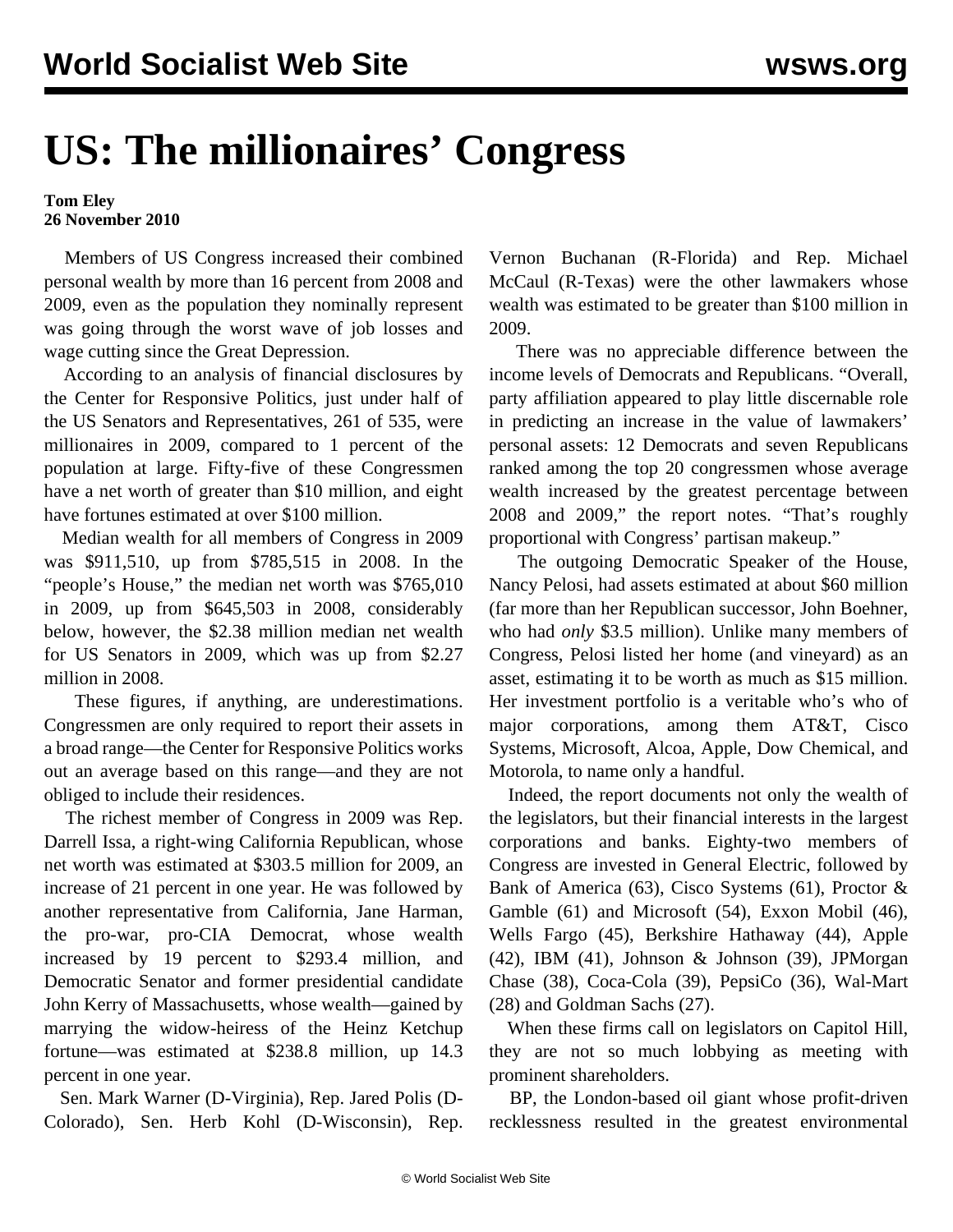# US: The millionaires' Congress

**Tom Eley**
**26 November 2010**

Members of US Congress increased their combined personal wealth by more than 16 percent from 2008 and 2009, even as the population they nominally represent was going through the worst wave of job losses and wage cutting since the Great Depression.

According to an analysis of financial disclosures by the Center for Responsive Politics, just under half of the US Senators and Representatives, 261 of 535, were millionaires in 2009, compared to 1 percent of the population at large. Fifty-five of these Congressmen have a net worth of greater than $10 million, and eight have fortunes estimated at over $100 million.

Median wealth for all members of Congress in 2009 was $911,510, up from $785,515 in 2008. In the "people's House," the median net worth was $765,010 in 2009, up from $645,503 in 2008, considerably below, however, the $2.38 million median net wealth for US Senators in 2009, which was up from $2.27 million in 2008.

These figures, if anything, are underestimations. Congressmen are only required to report their assets in a broad range—the Center for Responsive Politics works out an average based on this range—and they are not obliged to include their residences.

The richest member of Congress in 2009 was Rep. Darrell Issa, a right-wing California Republican, whose net worth was estimated at $303.5 million for 2009, an increase of 21 percent in one year. He was followed by another representative from California, Jane Harman, the pro-war, pro-CIA Democrat, whose wealth increased by 19 percent to $293.4 million, and Democratic Senator and former presidential candidate John Kerry of Massachusetts, whose wealth—gained by marrying the widow-heiress of the Heinz Ketchup fortune—was estimated at $238.8 million, up 14.3 percent in one year.

Sen. Mark Warner (D-Virginia), Rep. Jared Polis (D-Colorado), Sen. Herb Kohl (D-Wisconsin), Rep. Vernon Buchanan (R-Florida) and Rep. Michael McCaul (R-Texas) were the other lawmakers whose wealth was estimated to be greater than $100 million in 2009.

There was no appreciable difference between the income levels of Democrats and Republicans. "Overall, party affiliation appeared to play little discernable role in predicting an increase in the value of lawmakers' personal assets: 12 Democrats and seven Republicans ranked among the top 20 congressmen whose average wealth increased by the greatest percentage between 2008 and 2009," the report notes. "That's roughly proportional with Congress' partisan makeup."

The outgoing Democratic Speaker of the House, Nancy Pelosi, had assets estimated at about $60 million (far more than her Republican successor, John Boehner, who had *only* $3.5 million). Unlike many members of Congress, Pelosi listed her home (and vineyard) as an asset, estimating it to be worth as much as $15 million. Her investment portfolio is a veritable who's who of major corporations, among them AT&T, Cisco Systems, Microsoft, Alcoa, Apple, Dow Chemical, and Motorola, to name only a handful.

Indeed, the report documents not only the wealth of the legislators, but their financial interests in the largest corporations and banks. Eighty-two members of Congress are invested in General Electric, followed by Bank of America (63), Cisco Systems (61), Proctor & Gamble (61) and Microsoft (54), Exxon Mobil (46), Wells Fargo (45), Berkshire Hathaway (44), Apple (42), IBM (41), Johnson & Johnson (39), JPMorgan Chase (38), Coca-Cola (39), PepsiCo (36), Wal-Mart (28) and Goldman Sachs (27).

When these firms call on legislators on Capitol Hill, they are not so much lobbying as meeting with prominent shareholders.

BP, the London-based oil giant whose profit-driven recklessness resulted in the greatest environmental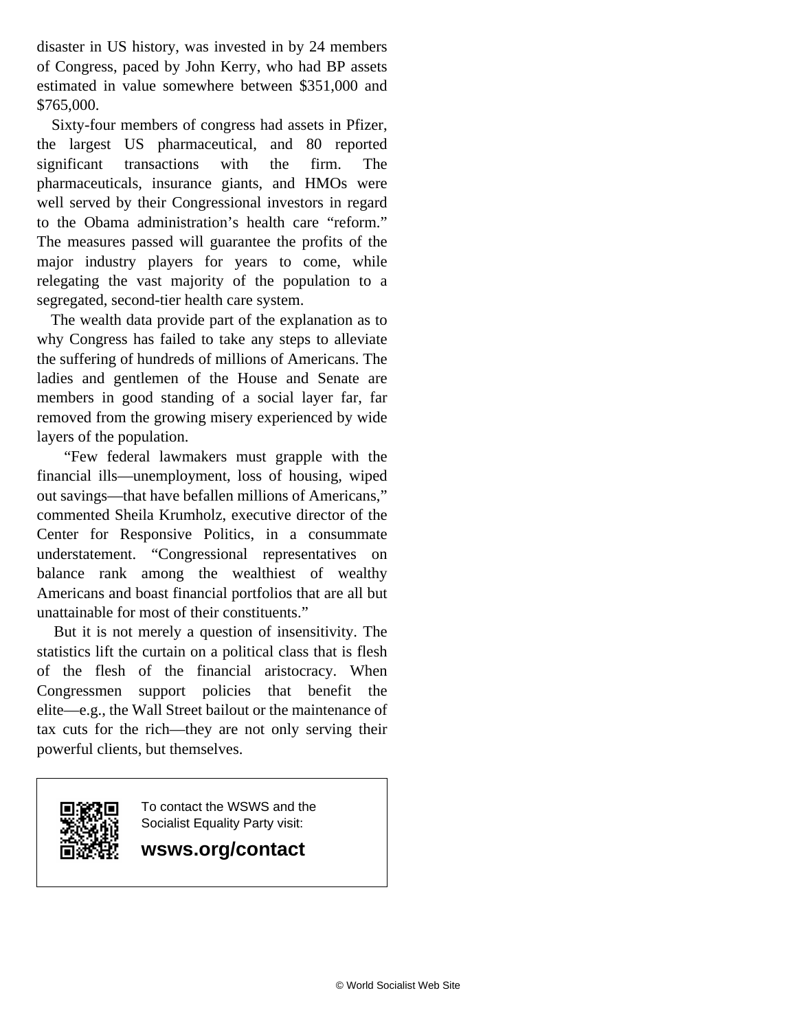disaster in US history, was invested in by 24 members of Congress, paced by John Kerry, who had BP assets estimated in value somewhere between $351,000 and $765,000.

Sixty-four members of congress had assets in Pfizer, the largest US pharmaceutical, and 80 reported significant transactions with the firm. The pharmaceuticals, insurance giants, and HMOs were well served by their Congressional investors in regard to the Obama administration's health care "reform." The measures passed will guarantee the profits of the major industry players for years to come, while relegating the vast majority of the population to a segregated, second-tier health care system.

The wealth data provide part of the explanation as to why Congress has failed to take any steps to alleviate the suffering of hundreds of millions of Americans. The ladies and gentlemen of the House and Senate are members in good standing of a social layer far, far removed from the growing misery experienced by wide layers of the population.

"Few federal lawmakers must grapple with the financial ills—unemployment, loss of housing, wiped out savings—that have befallen millions of Americans," commented Sheila Krumholz, executive director of the Center for Responsive Politics, in a consummate understatement. "Congressional representatives on balance rank among the wealthiest of wealthy Americans and boast financial portfolios that are all but unattainable for most of their constituents."

But it is not merely a question of insensitivity. The statistics lift the curtain on a political class that is flesh of the flesh of the financial aristocracy. When Congressmen support policies that benefit the elite—e.g., the Wall Street bailout or the maintenance of tax cuts for the rich—they are not only serving their powerful clients, but themselves.

To contact the WSWS and the Socialist Equality Party visit:

**wsws.org/contact**